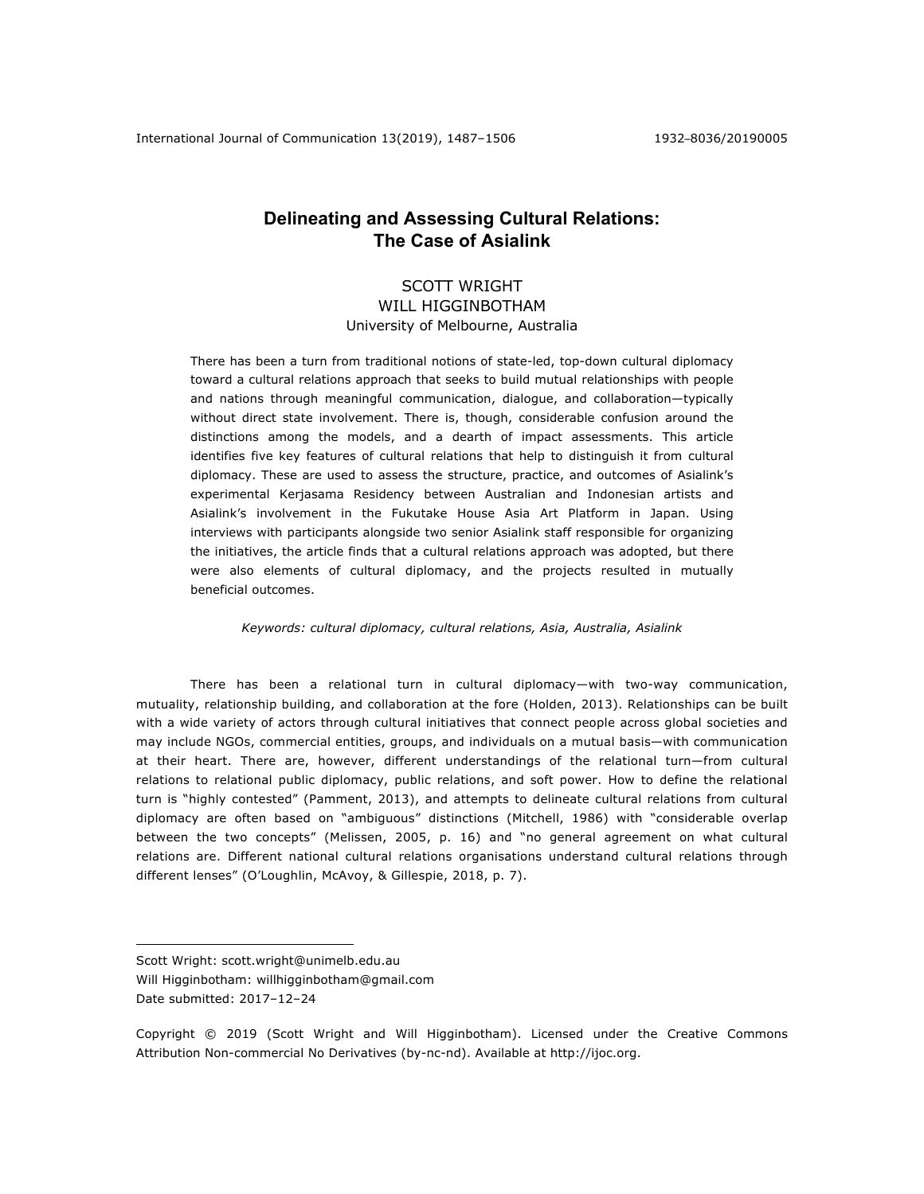# Delineating and Assessing Cultural Relations: The Case of Asialink

SCOTT WRIGHT
WILL HIGGINBOTHAM
University of Melbourne, Australia

There has been a turn from traditional notions of state-led, top-down cultural diplomacy toward a cultural relations approach that seeks to build mutual relationships with people and nations through meaningful communication, dialogue, and collaboration—typically without direct state involvement. There is, though, considerable confusion around the distinctions among the models, and a dearth of impact assessments. This article identifies five key features of cultural relations that help to distinguish it from cultural diplomacy. These are used to assess the structure, practice, and outcomes of Asialink's experimental Kerjasama Residency between Australian and Indonesian artists and Asialink's involvement in the Fukutake House Asia Art Platform in Japan. Using interviews with participants alongside two senior Asialink staff responsible for organizing the initiatives, the article finds that a cultural relations approach was adopted, but there were also elements of cultural diplomacy, and the projects resulted in mutually beneficial outcomes.

*Keywords: cultural diplomacy, cultural relations, Asia, Australia, Asialink*

There has been a relational turn in cultural diplomacy—with two-way communication, mutuality, relationship building, and collaboration at the fore (Holden, 2013). Relationships can be built with a wide variety of actors through cultural initiatives that connect people across global societies and may include NGOs, commercial entities, groups, and individuals on a mutual basis—with communication at their heart. There are, however, different understandings of the relational turn—from cultural relations to relational public diplomacy, public relations, and soft power. How to define the relational turn is "highly contested" (Pamment, 2013), and attempts to delineate cultural relations from cultural diplomacy are often based on "ambiguous" distinctions (Mitchell, 1986) with "considerable overlap between the two concepts" (Melissen, 2005, p. 16) and "no general agreement on what cultural relations are. Different national cultural relations organisations understand cultural relations through different lenses" (O'Loughlin, McAvoy, & Gillespie, 2018, p. 7).

---

Scott Wright: scott.wright@unimelb.edu.au
Will Higginbotham: willhigginbotham@gmail.com
Date submitted: 2017–12–24

Copyright © 2019 (Scott Wright and Will Higginbotham). Licensed under the Creative Commons Attribution Non-commercial No Derivatives (by-nc-nd). Available at http://ijoc.org.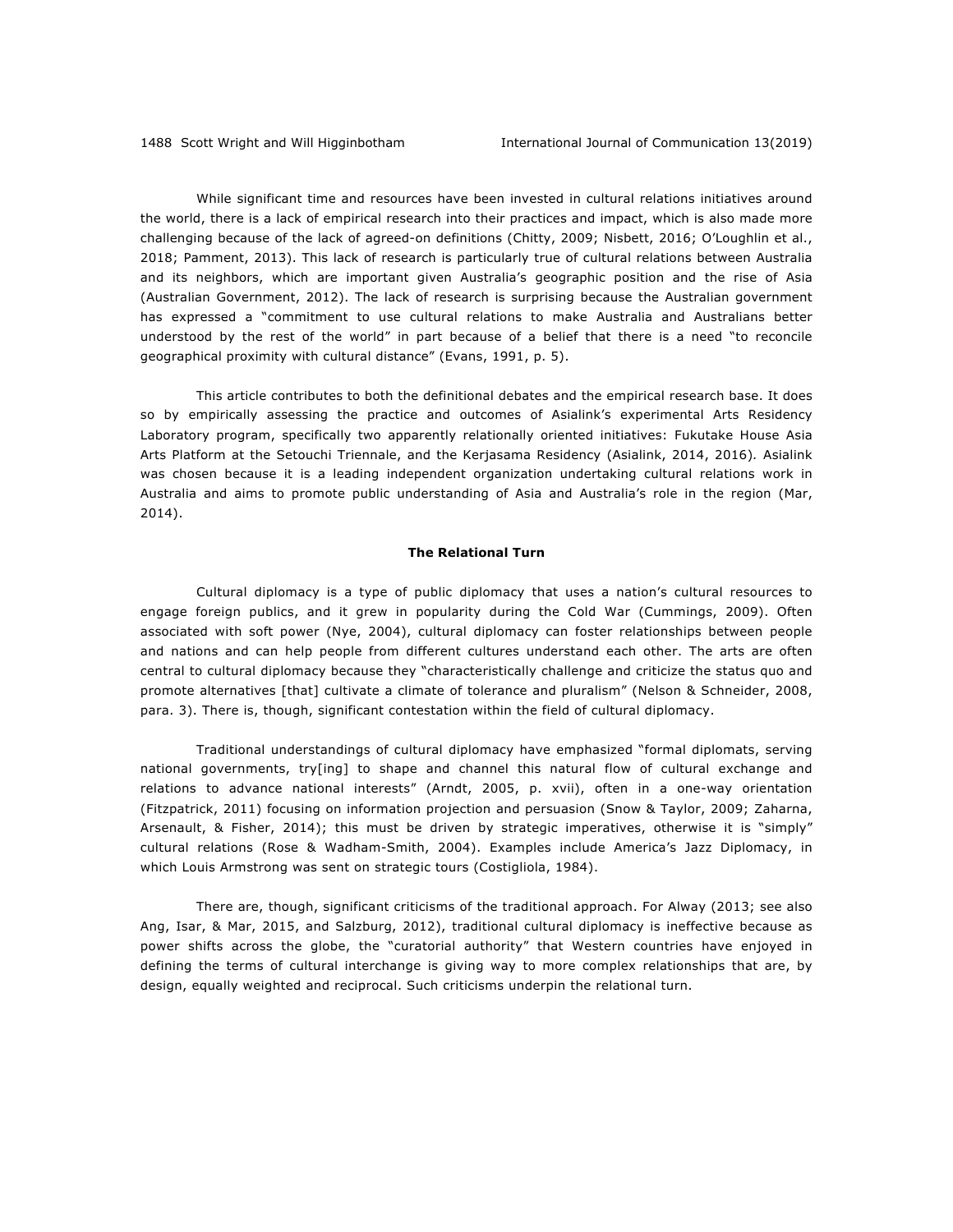While significant time and resources have been invested in cultural relations initiatives around the world, there is a lack of empirical research into their practices and impact, which is also made more challenging because of the lack of agreed-on definitions (Chitty, 2009; Nisbett, 2016; O'Loughlin et al., 2018; Pamment, 2013). This lack of research is particularly true of cultural relations between Australia and its neighbors, which are important given Australia's geographic position and the rise of Asia (Australian Government, 2012). The lack of research is surprising because the Australian government has expressed a "commitment to use cultural relations to make Australia and Australians better understood by the rest of the world" in part because of a belief that there is a need "to reconcile geographical proximity with cultural distance" (Evans, 1991, p. 5).

This article contributes to both the definitional debates and the empirical research base. It does so by empirically assessing the practice and outcomes of Asialink's experimental Arts Residency Laboratory program, specifically two apparently relationally oriented initiatives: Fukutake House Asia Arts Platform at the Setouchi Triennale, and the Kerjasama Residency (Asialink, 2014, 2016). Asialink was chosen because it is a leading independent organization undertaking cultural relations work in Australia and aims to promote public understanding of Asia and Australia's role in the region (Mar, 2014).

## The Relational Turn

Cultural diplomacy is a type of public diplomacy that uses a nation's cultural resources to engage foreign publics, and it grew in popularity during the Cold War (Cummings, 2009). Often associated with soft power (Nye, 2004), cultural diplomacy can foster relationships between people and nations and can help people from different cultures understand each other. The arts are often central to cultural diplomacy because they "characteristically challenge and criticize the status quo and promote alternatives [that] cultivate a climate of tolerance and pluralism" (Nelson & Schneider, 2008, para. 3). There is, though, significant contestation within the field of cultural diplomacy.

Traditional understandings of cultural diplomacy have emphasized "formal diplomats, serving national governments, try[ing] to shape and channel this natural flow of cultural exchange and relations to advance national interests" (Arndt, 2005, p. xvii), often in a one-way orientation (Fitzpatrick, 2011) focusing on information projection and persuasion (Snow & Taylor, 2009; Zaharna, Arsenault, & Fisher, 2014); this must be driven by strategic imperatives, otherwise it is "simply" cultural relations (Rose & Wadham-Smith, 2004). Examples include America's Jazz Diplomacy, in which Louis Armstrong was sent on strategic tours (Costigliola, 1984).

There are, though, significant criticisms of the traditional approach. For Alway (2013; see also Ang, Isar, & Mar, 2015, and Salzburg, 2012), traditional cultural diplomacy is ineffective because as power shifts across the globe, the "curatorial authority" that Western countries have enjoyed in defining the terms of cultural interchange is giving way to more complex relationships that are, by design, equally weighted and reciprocal. Such criticisms underpin the relational turn.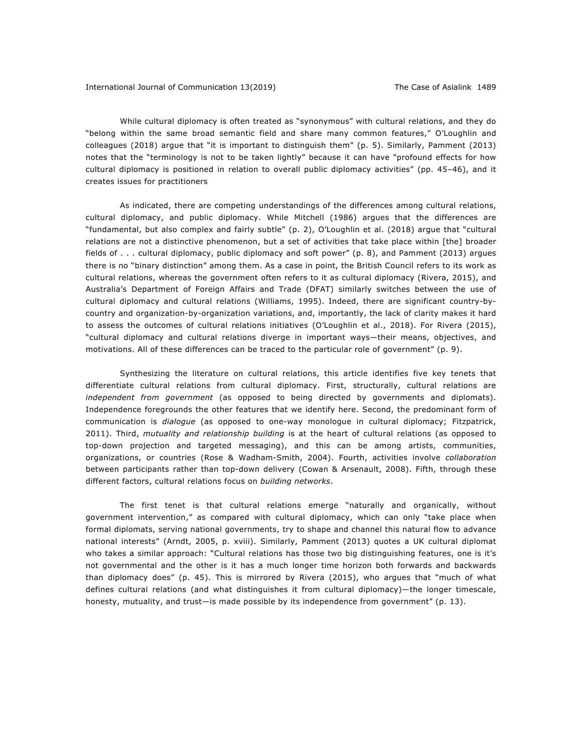While cultural diplomacy is often treated as "synonymous" with cultural relations, and they do "belong within the same broad semantic field and share many common features," O'Loughlin and colleagues (2018) argue that "it is important to distinguish them" (p. 5). Similarly, Pamment (2013) notes that the "terminology is not to be taken lightly" because it can have "profound effects for how cultural diplomacy is positioned in relation to overall public diplomacy activities" (pp. 45–46), and it creates issues for practitioners

As indicated, there are competing understandings of the differences among cultural relations, cultural diplomacy, and public diplomacy. While Mitchell (1986) argues that the differences are "fundamental, but also complex and fairly subtle" (p. 2), O'Loughlin et al. (2018) argue that "cultural relations are not a distinctive phenomenon, but a set of activities that take place within [the] broader fields of . . . cultural diplomacy, public diplomacy and soft power" (p. 8), and Pamment (2013) argues there is no "binary distinction" among them. As a case in point, the British Council refers to its work as cultural relations, whereas the government often refers to it as cultural diplomacy (Rivera, 2015), and Australia's Department of Foreign Affairs and Trade (DFAT) similarly switches between the use of cultural diplomacy and cultural relations (Williams, 1995). Indeed, there are significant country-by-country and organization-by-organization variations, and, importantly, the lack of clarity makes it hard to assess the outcomes of cultural relations initiatives (O'Loughlin et al., 2018). For Rivera (2015), "cultural diplomacy and cultural relations diverge in important ways—their means, objectives, and motivations. All of these differences can be traced to the particular role of government" (p. 9).

Synthesizing the literature on cultural relations, this article identifies five key tenets that differentiate cultural relations from cultural diplomacy. First, structurally, cultural relations are *independent from government* (as opposed to being directed by governments and diplomats). Independence foregrounds the other features that we identify here. Second, the predominant form of communication is *dialogue* (as opposed to one-way monologue in cultural diplomacy; Fitzpatrick, 2011). Third, *mutuality and relationship building* is at the heart of cultural relations (as opposed to top-down projection and targeted messaging), and this can be among artists, communities, organizations, or countries (Rose & Wadham-Smith, 2004). Fourth, activities involve *collaboration* between participants rather than top-down delivery (Cowan & Arsenault, 2008). Fifth, through these different factors, cultural relations focus on *building networks*.

The first tenet is that cultural relations emerge "naturally and organically, without government intervention," as compared with cultural diplomacy, which can only "take place when formal diplomats, serving national governments, try to shape and channel this natural flow to advance national interests" (Arndt, 2005, p. xviii). Similarly, Pamment (2013) quotes a UK cultural diplomat who takes a similar approach: "Cultural relations has those two big distinguishing features, one is it's not governmental and the other is it has a much longer time horizon both forwards and backwards than diplomacy does" (p. 45). This is mirrored by Rivera (2015), who argues that "much of what defines cultural relations (and what distinguishes it from cultural diplomacy)—the longer timescale, honesty, mutuality, and trust—is made possible by its independence from government" (p. 13).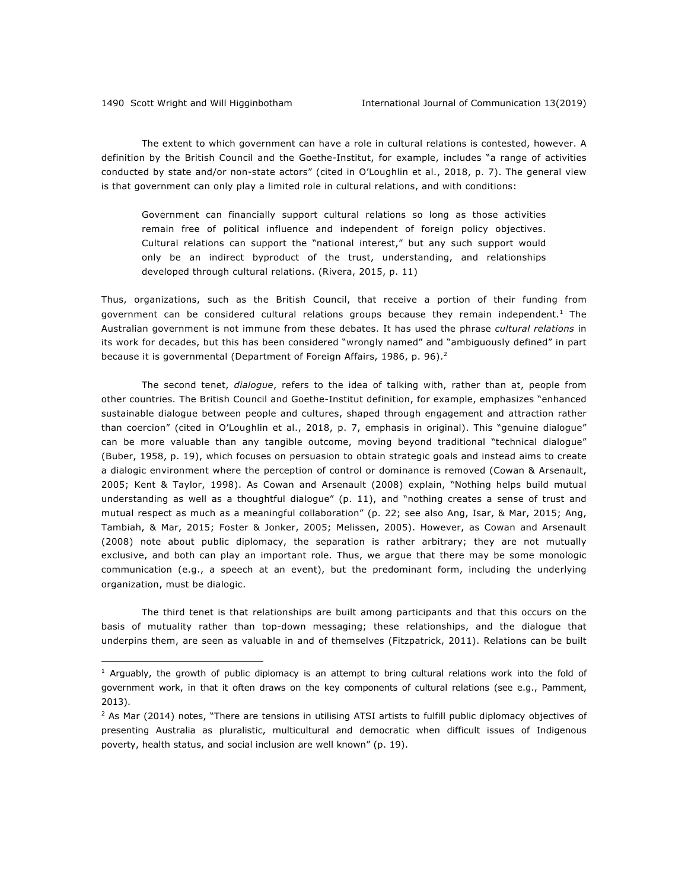The extent to which government can have a role in cultural relations is contested, however. A definition by the British Council and the Goethe-Institut, for example, includes "a range of activities conducted by state and/or non-state actors" (cited in O'Loughlin et al., 2018, p. 7). The general view is that government can only play a limited role in cultural relations, and with conditions:

> Government can financially support cultural relations so long as those activities remain free of political influence and independent of foreign policy objectives. Cultural relations can support the "national interest," but any such support would only be an indirect byproduct of the trust, understanding, and relationships developed through cultural relations. (Rivera, 2015, p. 11)

Thus, organizations, such as the British Council, that receive a portion of their funding from government can be considered cultural relations groups because they remain independent.[1] The Australian government is not immune from these debates. It has used the phrase *cultural relations* in its work for decades, but this has been considered "wrongly named" and "ambiguously defined" in part because it is governmental (Department of Foreign Affairs, 1986, p. 96).[2]

The second tenet, *dialogue*, refers to the idea of talking with, rather than at, people from other countries. The British Council and Goethe-Institut definition, for example, emphasizes "enhanced sustainable dialogue between people and cultures, shaped through engagement and attraction rather than coercion" (cited in O'Loughlin et al., 2018, p. 7, emphasis in original). This "genuine dialogue" can be more valuable than any tangible outcome, moving beyond traditional "technical dialogue" (Buber, 1958, p. 19), which focuses on persuasion to obtain strategic goals and instead aims to create a dialogic environment where the perception of control or dominance is removed (Cowan & Arsenault, 2005; Kent & Taylor, 1998). As Cowan and Arsenault (2008) explain, "Nothing helps build mutual understanding as well as a thoughtful dialogue" (p. 11), and "nothing creates a sense of trust and mutual respect as much as a meaningful collaboration" (p. 22; see also Ang, Isar, & Mar, 2015; Ang, Tambiah, & Mar, 2015; Foster & Jonker, 2005; Melissen, 2005). However, as Cowan and Arsenault (2008) note about public diplomacy, the separation is rather arbitrary; they are not mutually exclusive, and both can play an important role. Thus, we argue that there may be some monologic communication (e.g., a speech at an event), but the predominant form, including the underlying organization, must be dialogic.

The third tenet is that relationships are built among participants and that this occurs on the basis of mutuality rather than top-down messaging; these relationships, and the dialogue that underpins them, are seen as valuable in and of themselves (Fitzpatrick, 2011). Relations can be built

---

[1] Arguably, the growth of public diplomacy is an attempt to bring cultural relations work into the fold of government work, in that it often draws on the key components of cultural relations (see e.g., Pamment, 2013).

[2] As Mar (2014) notes, "There are tensions in utilising ATSI artists to fulfill public diplomacy objectives of presenting Australia as pluralistic, multicultural and democratic when difficult issues of Indigenous poverty, health status, and social inclusion are well known" (p. 19).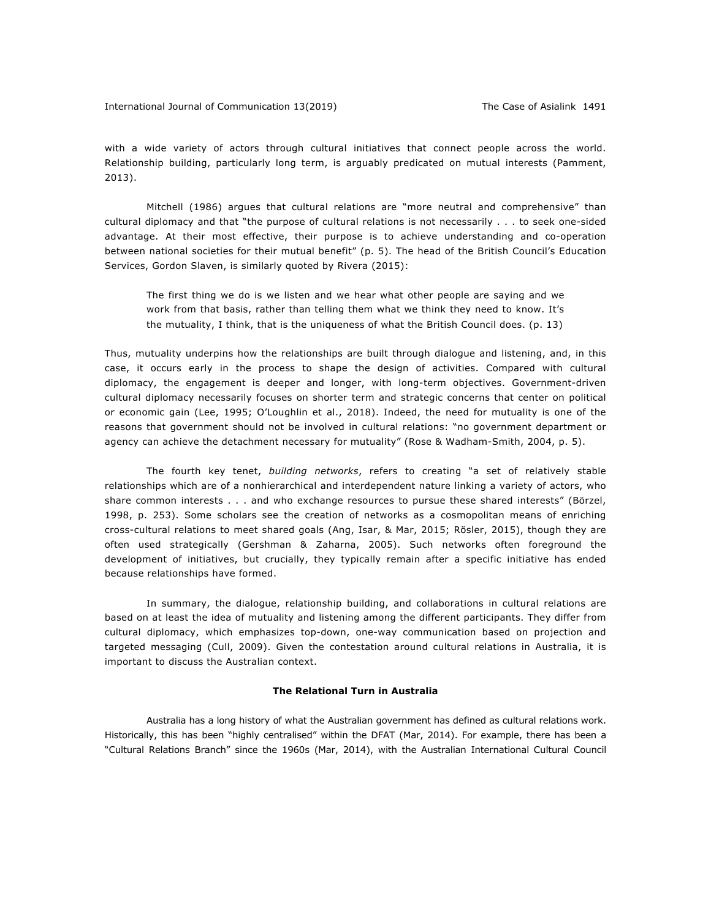with a wide variety of actors through cultural initiatives that connect people across the world. Relationship building, particularly long term, is arguably predicated on mutual interests (Pamment, 2013).

Mitchell (1986) argues that cultural relations are "more neutral and comprehensive" than cultural diplomacy and that "the purpose of cultural relations is not necessarily . . . to seek one-sided advantage. At their most effective, their purpose is to achieve understanding and co-operation between national societies for their mutual benefit" (p. 5). The head of the British Council's Education Services, Gordon Slaven, is similarly quoted by Rivera (2015):

> The first thing we do is we listen and we hear what other people are saying and we work from that basis, rather than telling them what we think they need to know. It's the mutuality, I think, that is the uniqueness of what the British Council does. (p. 13)

Thus, mutuality underpins how the relationships are built through dialogue and listening, and, in this case, it occurs early in the process to shape the design of activities. Compared with cultural diplomacy, the engagement is deeper and longer, with long-term objectives. Government-driven cultural diplomacy necessarily focuses on shorter term and strategic concerns that center on political or economic gain (Lee, 1995; O'Loughlin et al., 2018). Indeed, the need for mutuality is one of the reasons that government should not be involved in cultural relations: "no government department or agency can achieve the detachment necessary for mutuality" (Rose & Wadham-Smith, 2004, p. 5).

The fourth key tenet, *building networks*, refers to creating "a set of relatively stable relationships which are of a nonhierarchical and interdependent nature linking a variety of actors, who share common interests . . . and who exchange resources to pursue these shared interests" (Börzel, 1998, p. 253). Some scholars see the creation of networks as a cosmopolitan means of enriching cross-cultural relations to meet shared goals (Ang, Isar, & Mar, 2015; Rösler, 2015), though they are often used strategically (Gershman & Zaharna, 2005). Such networks often foreground the development of initiatives, but crucially, they typically remain after a specific initiative has ended because relationships have formed.

In summary, the dialogue, relationship building, and collaborations in cultural relations are based on at least the idea of mutuality and listening among the different participants. They differ from cultural diplomacy, which emphasizes top-down, one-way communication based on projection and targeted messaging (Cull, 2009). Given the contestation around cultural relations in Australia, it is important to discuss the Australian context.

## The Relational Turn in Australia

Australia has a long history of what the Australian government has defined as cultural relations work. Historically, this has been "highly centralised" within the DFAT (Mar, 2014). For example, there has been a "Cultural Relations Branch" since the 1960s (Mar, 2014), with the Australian International Cultural Council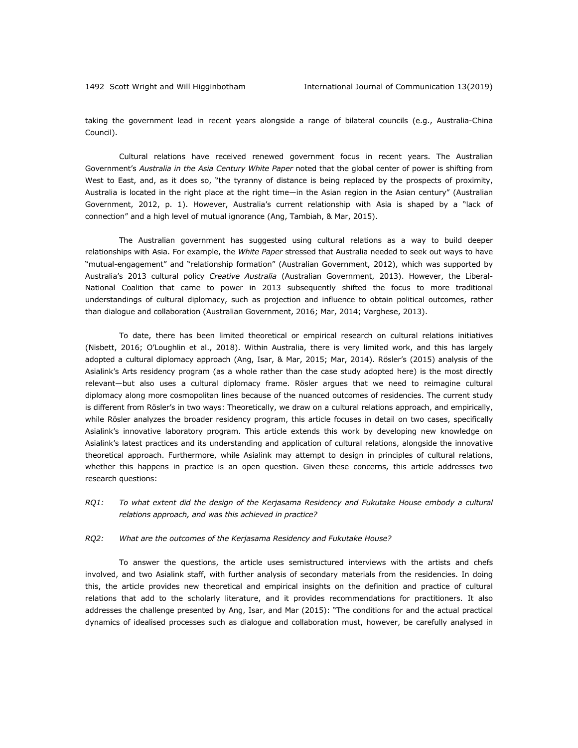taking the government lead in recent years alongside a range of bilateral councils (e.g., Australia-China Council).

Cultural relations have received renewed government focus in recent years. The Australian Government's *Australia in the Asia Century White Paper* noted that the global center of power is shifting from West to East, and, as it does so, "the tyranny of distance is being replaced by the prospects of proximity, Australia is located in the right place at the right time—in the Asian region in the Asian century" (Australian Government, 2012, p. 1). However, Australia's current relationship with Asia is shaped by a "lack of connection" and a high level of mutual ignorance (Ang, Tambiah, & Mar, 2015).

The Australian government has suggested using cultural relations as a way to build deeper relationships with Asia. For example, the *White Paper* stressed that Australia needed to seek out ways to have "mutual-engagement" and "relationship formation" (Australian Government, 2012), which was supported by Australia's 2013 cultural policy *Creative Australia* (Australian Government, 2013). However, the Liberal-National Coalition that came to power in 2013 subsequently shifted the focus to more traditional understandings of cultural diplomacy, such as projection and influence to obtain political outcomes, rather than dialogue and collaboration (Australian Government, 2016; Mar, 2014; Varghese, 2013).

To date, there has been limited theoretical or empirical research on cultural relations initiatives (Nisbett, 2016; O'Loughlin et al., 2018). Within Australia, there is very limited work, and this has largely adopted a cultural diplomacy approach (Ang, Isar, & Mar, 2015; Mar, 2014). Rösler's (2015) analysis of the Asialink's Arts residency program (as a whole rather than the case study adopted here) is the most directly relevant—but also uses a cultural diplomacy frame. Rösler argues that we need to reimagine cultural diplomacy along more cosmopolitan lines because of the nuanced outcomes of residencies. The current study is different from Rösler's in two ways: Theoretically, we draw on a cultural relations approach, and empirically, while Rösler analyzes the broader residency program, this article focuses in detail on two cases, specifically Asialink's innovative laboratory program. This article extends this work by developing new knowledge on Asialink's latest practices and its understanding and application of cultural relations, alongside the innovative theoretical approach. Furthermore, while Asialink may attempt to design in principles of cultural relations, whether this happens in practice is an open question. Given these concerns, this article addresses two research questions:

*RQ1: To what extent did the design of the Kerjasama Residency and Fukutake House embody a cultural relations approach, and was this achieved in practice?*

*RQ2: What are the outcomes of the Kerjasama Residency and Fukutake House?*

To answer the questions, the article uses semistructured interviews with the artists and chefs involved, and two Asialink staff, with further analysis of secondary materials from the residencies. In doing this, the article provides new theoretical and empirical insights on the definition and practice of cultural relations that add to the scholarly literature, and it provides recommendations for practitioners. It also addresses the challenge presented by Ang, Isar, and Mar (2015): "The conditions for and the actual practical dynamics of idealised processes such as dialogue and collaboration must, however, be carefully analysed in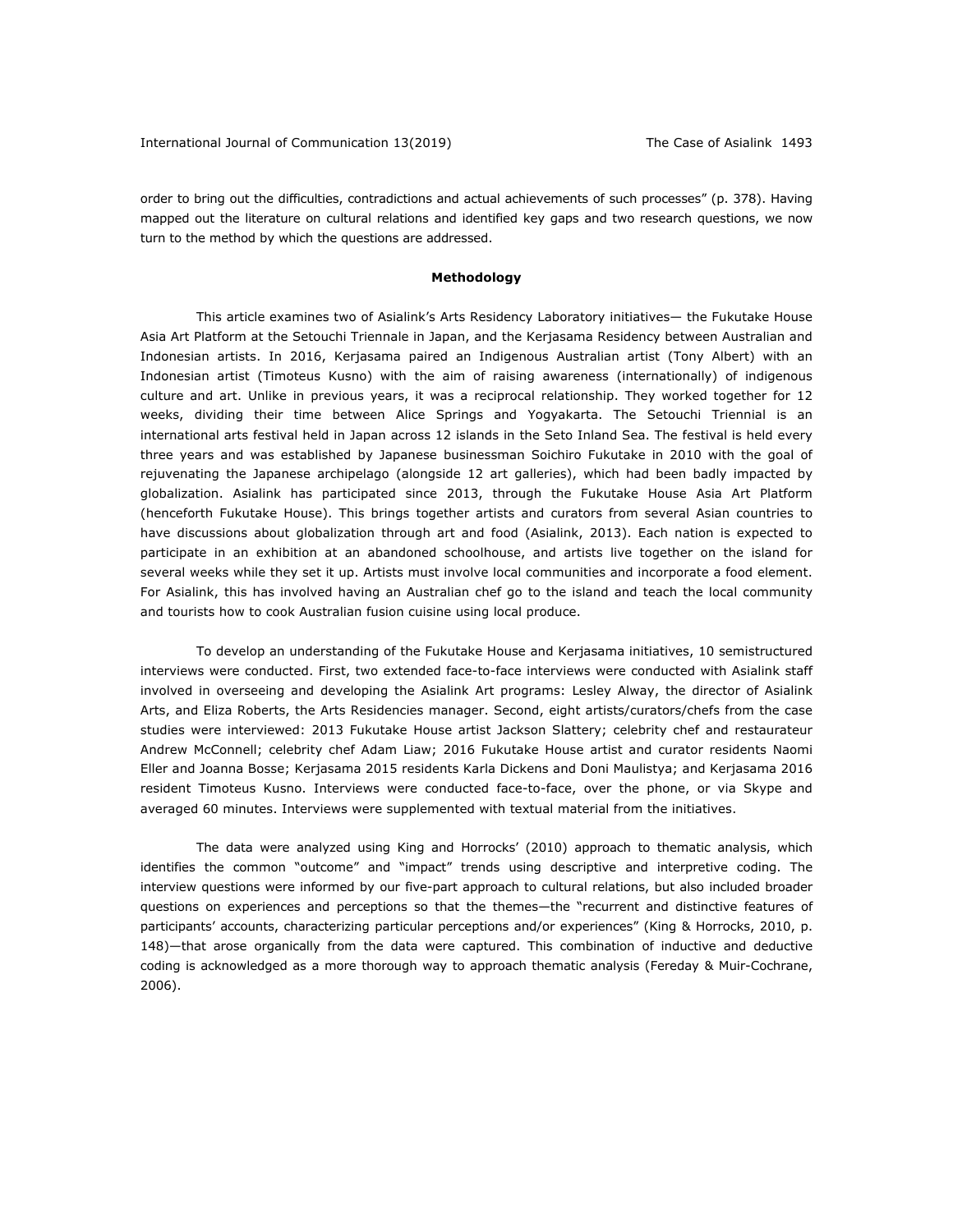order to bring out the difficulties, contradictions and actual achievements of such processes" (p. 378). Having mapped out the literature on cultural relations and identified key gaps and two research questions, we now turn to the method by which the questions are addressed.

## Methodology

This article examines two of Asialink's Arts Residency Laboratory initiatives— the Fukutake House Asia Art Platform at the Setouchi Triennale in Japan, and the Kerjasama Residency between Australian and Indonesian artists. In 2016, Kerjasama paired an Indigenous Australian artist (Tony Albert) with an Indonesian artist (Timoteus Kusno) with the aim of raising awareness (internationally) of indigenous culture and art. Unlike in previous years, it was a reciprocal relationship. They worked together for 12 weeks, dividing their time between Alice Springs and Yogyakarta. The Setouchi Triennial is an international arts festival held in Japan across 12 islands in the Seto Inland Sea. The festival is held every three years and was established by Japanese businessman Soichiro Fukutake in 2010 with the goal of rejuvenating the Japanese archipelago (alongside 12 art galleries), which had been badly impacted by globalization. Asialink has participated since 2013, through the Fukutake House Asia Art Platform (henceforth Fukutake House). This brings together artists and curators from several Asian countries to have discussions about globalization through art and food (Asialink, 2013). Each nation is expected to participate in an exhibition at an abandoned schoolhouse, and artists live together on the island for several weeks while they set it up. Artists must involve local communities and incorporate a food element. For Asialink, this has involved having an Australian chef go to the island and teach the local community and tourists how to cook Australian fusion cuisine using local produce.

To develop an understanding of the Fukutake House and Kerjasama initiatives, 10 semistructured interviews were conducted. First, two extended face-to-face interviews were conducted with Asialink staff involved in overseeing and developing the Asialink Art programs: Lesley Alway, the director of Asialink Arts, and Eliza Roberts, the Arts Residencies manager. Second, eight artists/curators/chefs from the case studies were interviewed: 2013 Fukutake House artist Jackson Slattery; celebrity chef and restaurateur Andrew McConnell; celebrity chef Adam Liaw; 2016 Fukutake House artist and curator residents Naomi Eller and Joanna Bosse; Kerjasama 2015 residents Karla Dickens and Doni Maulistya; and Kerjasama 2016 resident Timoteus Kusno. Interviews were conducted face-to-face, over the phone, or via Skype and averaged 60 minutes. Interviews were supplemented with textual material from the initiatives.

The data were analyzed using King and Horrocks' (2010) approach to thematic analysis, which identifies the common "outcome" and "impact" trends using descriptive and interpretive coding. The interview questions were informed by our five-part approach to cultural relations, but also included broader questions on experiences and perceptions so that the themes—the "recurrent and distinctive features of participants' accounts, characterizing particular perceptions and/or experiences" (King & Horrocks, 2010, p. 148)—that arose organically from the data were captured. This combination of inductive and deductive coding is acknowledged as a more thorough way to approach thematic analysis (Fereday & Muir-Cochrane, 2006).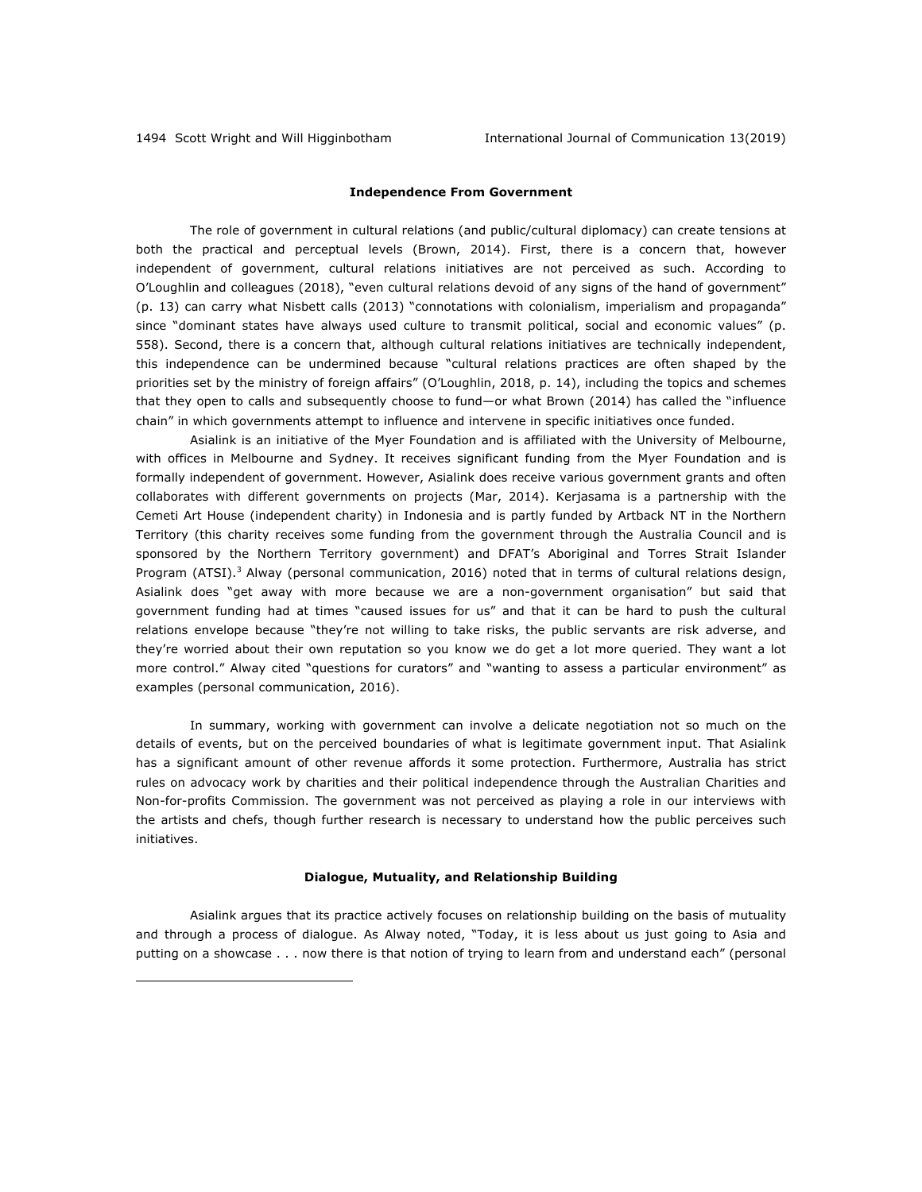## Independence From Government

The role of government in cultural relations (and public/cultural diplomacy) can create tensions at both the practical and perceptual levels (Brown, 2014). First, there is a concern that, however independent of government, cultural relations initiatives are not perceived as such. According to O'Loughlin and colleagues (2018), "even cultural relations devoid of any signs of the hand of government" (p. 13) can carry what Nisbett calls (2013) "connotations with colonialism, imperialism and propaganda" since "dominant states have always used culture to transmit political, social and economic values" (p. 558). Second, there is a concern that, although cultural relations initiatives are technically independent, this independence can be undermined because "cultural relations practices are often shaped by the priorities set by the ministry of foreign affairs" (O'Loughlin, 2018, p. 14), including the topics and schemes that they open to calls and subsequently choose to fund—or what Brown (2014) has called the "influence chain" in which governments attempt to influence and intervene in specific initiatives once funded.

Asialink is an initiative of the Myer Foundation and is affiliated with the University of Melbourne, with offices in Melbourne and Sydney. It receives significant funding from the Myer Foundation and is formally independent of government. However, Asialink does receive various government grants and often collaborates with different governments on projects (Mar, 2014). Kerjasama is a partnership with the Cemeti Art House (independent charity) in Indonesia and is partly funded by Artback NT in the Northern Territory (this charity receives some funding from the government through the Australia Council and is sponsored by the Northern Territory government) and DFAT's Aboriginal and Torres Strait Islander Program (ATSI).[3] Alway (personal communication, 2016) noted that in terms of cultural relations design, Asialink does "get away with more because we are a non-government organisation" but said that government funding had at times "caused issues for us" and that it can be hard to push the cultural relations envelope because "they're not willing to take risks, the public servants are risk adverse, and they're worried about their own reputation so you know we do get a lot more queried. They want a lot more control." Alway cited "questions for curators" and "wanting to assess a particular environment" as examples (personal communication, 2016).

In summary, working with government can involve a delicate negotiation not so much on the details of events, but on the perceived boundaries of what is legitimate government input. That Asialink has a significant amount of other revenue affords it some protection. Furthermore, Australia has strict rules on advocacy work by charities and their political independence through the Australian Charities and Non-for-profits Commission. The government was not perceived as playing a role in our interviews with the artists and chefs, though further research is necessary to understand how the public perceives such initiatives.

## Dialogue, Mutuality, and Relationship Building

Asialink argues that its practice actively focuses on relationship building on the basis of mutuality and through a process of dialogue. As Alway noted, "Today, it is less about us just going to Asia and putting on a showcase . . . now there is that notion of trying to learn from and understand each" (personal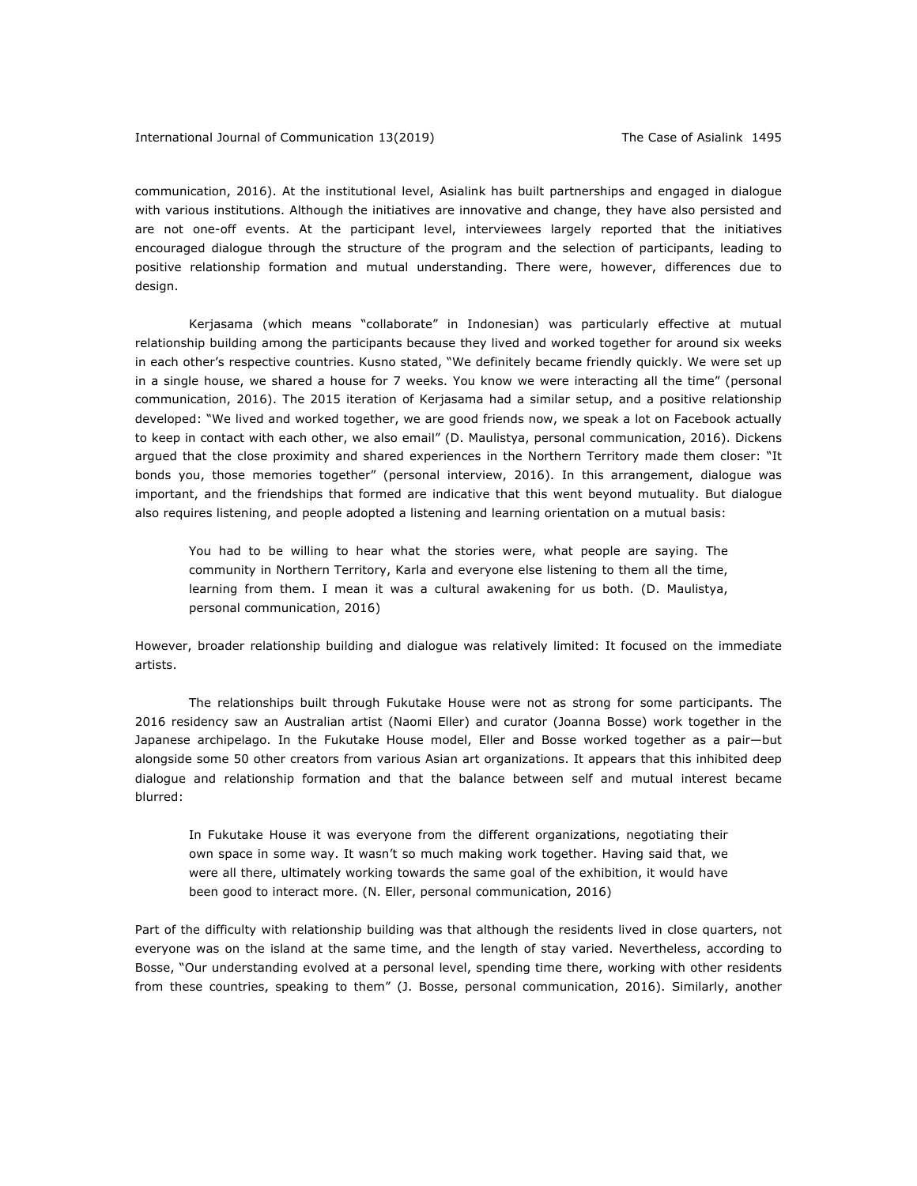communication, 2016). At the institutional level, Asialink has built partnerships and engaged in dialogue with various institutions. Although the initiatives are innovative and change, they have also persisted and are not one-off events. At the participant level, interviewees largely reported that the initiatives encouraged dialogue through the structure of the program and the selection of participants, leading to positive relationship formation and mutual understanding. There were, however, differences due to design.

Kerjasama (which means "collaborate" in Indonesian) was particularly effective at mutual relationship building among the participants because they lived and worked together for around six weeks in each other's respective countries. Kusno stated, "We definitely became friendly quickly. We were set up in a single house, we shared a house for 7 weeks. You know we were interacting all the time" (personal communication, 2016). The 2015 iteration of Kerjasama had a similar setup, and a positive relationship developed: "We lived and worked together, we are good friends now, we speak a lot on Facebook actually to keep in contact with each other, we also email" (D. Maulistya, personal communication, 2016). Dickens argued that the close proximity and shared experiences in the Northern Territory made them closer: "It bonds you, those memories together" (personal interview, 2016). In this arrangement, dialogue was important, and the friendships that formed are indicative that this went beyond mutuality. But dialogue also requires listening, and people adopted a listening and learning orientation on a mutual basis:

> You had to be willing to hear what the stories were, what people are saying. The community in Northern Territory, Karla and everyone else listening to them all the time, learning from them. I mean it was a cultural awakening for us both. (D. Maulistya, personal communication, 2016)

However, broader relationship building and dialogue was relatively limited: It focused on the immediate artists.

The relationships built through Fukutake House were not as strong for some participants. The 2016 residency saw an Australian artist (Naomi Eller) and curator (Joanna Bosse) work together in the Japanese archipelago. In the Fukutake House model, Eller and Bosse worked together as a pair—but alongside some 50 other creators from various Asian art organizations. It appears that this inhibited deep dialogue and relationship formation and that the balance between self and mutual interest became blurred:

> In Fukutake House it was everyone from the different organizations, negotiating their own space in some way. It wasn't so much making work together. Having said that, we were all there, ultimately working towards the same goal of the exhibition, it would have been good to interact more. (N. Eller, personal communication, 2016)

Part of the difficulty with relationship building was that although the residents lived in close quarters, not everyone was on the island at the same time, and the length of stay varied. Nevertheless, according to Bosse, "Our understanding evolved at a personal level, spending time there, working with other residents from these countries, speaking to them" (J. Bosse, personal communication, 2016). Similarly, another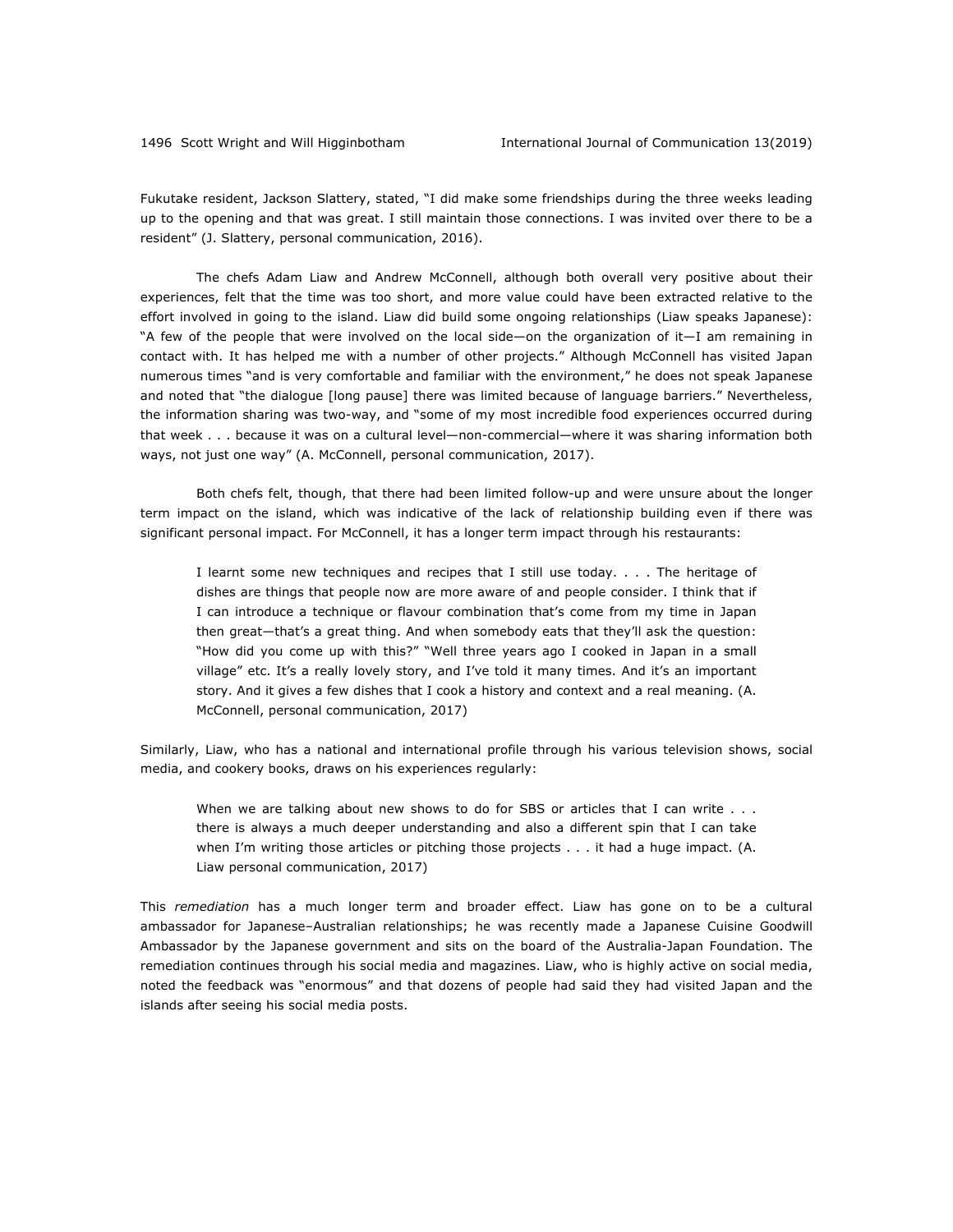Fukutake resident, Jackson Slattery, stated, "I did make some friendships during the three weeks leading up to the opening and that was great. I still maintain those connections. I was invited over there to be a resident" (J. Slattery, personal communication, 2016).

The chefs Adam Liaw and Andrew McConnell, although both overall very positive about their experiences, felt that the time was too short, and more value could have been extracted relative to the effort involved in going to the island. Liaw did build some ongoing relationships (Liaw speaks Japanese): "A few of the people that were involved on the local side—on the organization of it—I am remaining in contact with. It has helped me with a number of other projects." Although McConnell has visited Japan numerous times "and is very comfortable and familiar with the environment," he does not speak Japanese and noted that "the dialogue [long pause] there was limited because of language barriers." Nevertheless, the information sharing was two-way, and "some of my most incredible food experiences occurred during that week . . . because it was on a cultural level—non-commercial—where it was sharing information both ways, not just one way" (A. McConnell, personal communication, 2017).

Both chefs felt, though, that there had been limited follow-up and were unsure about the longer term impact on the island, which was indicative of the lack of relationship building even if there was significant personal impact. For McConnell, it has a longer term impact through his restaurants:

> I learnt some new techniques and recipes that I still use today. . . . The heritage of dishes are things that people now are more aware of and people consider. I think that if I can introduce a technique or flavour combination that's come from my time in Japan then great—that's a great thing. And when somebody eats that they'll ask the question: "How did you come up with this?" "Well three years ago I cooked in Japan in a small village" etc. It's a really lovely story, and I've told it many times. And it's an important story. And it gives a few dishes that I cook a history and context and a real meaning. (A. McConnell, personal communication, 2017)

Similarly, Liaw, who has a national and international profile through his various television shows, social media, and cookery books, draws on his experiences regularly:

> When we are talking about new shows to do for SBS or articles that I can write . . . there is always a much deeper understanding and also a different spin that I can take when I'm writing those articles or pitching those projects . . . it had a huge impact. (A. Liaw personal communication, 2017)

This *remediation* has a much longer term and broader effect. Liaw has gone on to be a cultural ambassador for Japanese–Australian relationships; he was recently made a Japanese Cuisine Goodwill Ambassador by the Japanese government and sits on the board of the Australia-Japan Foundation. The remediation continues through his social media and magazines. Liaw, who is highly active on social media, noted the feedback was "enormous" and that dozens of people had said they had visited Japan and the islands after seeing his social media posts.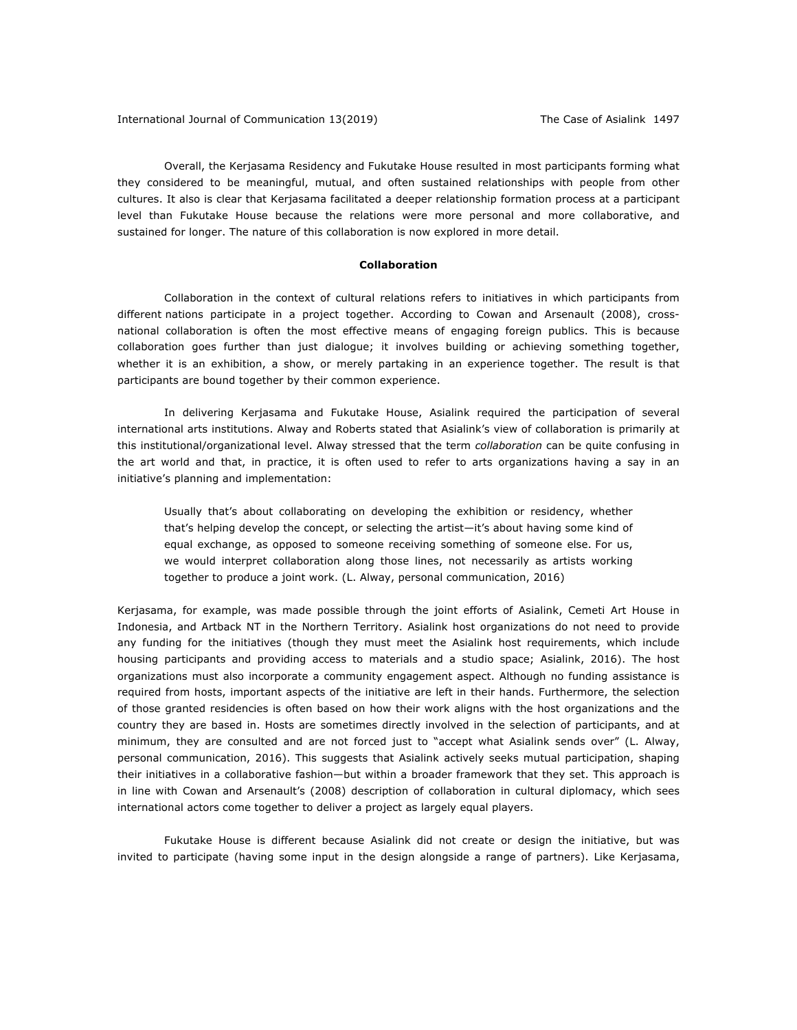Overall, the Kerjasama Residency and Fukutake House resulted in most participants forming what they considered to be meaningful, mutual, and often sustained relationships with people from other cultures. It also is clear that Kerjasama facilitated a deeper relationship formation process at a participant level than Fukutake House because the relations were more personal and more collaborative, and sustained for longer. The nature of this collaboration is now explored in more detail.

## Collaboration

Collaboration in the context of cultural relations refers to initiatives in which participants from different nations participate in a project together. According to Cowan and Arsenault (2008), cross-national collaboration is often the most effective means of engaging foreign publics. This is because collaboration goes further than just dialogue; it involves building or achieving something together, whether it is an exhibition, a show, or merely partaking in an experience together. The result is that participants are bound together by their common experience.

In delivering Kerjasama and Fukutake House, Asialink required the participation of several international arts institutions. Alway and Roberts stated that Asialink's view of collaboration is primarily at this institutional/organizational level. Alway stressed that the term *collaboration* can be quite confusing in the art world and that, in practice, it is often used to refer to arts organizations having a say in an initiative's planning and implementation:

> Usually that's about collaborating on developing the exhibition or residency, whether that's helping develop the concept, or selecting the artist—it's about having some kind of equal exchange, as opposed to someone receiving something of someone else. For us, we would interpret collaboration along those lines, not necessarily as artists working together to produce a joint work. (L. Alway, personal communication, 2016)

Kerjasama, for example, was made possible through the joint efforts of Asialink, Cemeti Art House in Indonesia, and Artback NT in the Northern Territory. Asialink host organizations do not need to provide any funding for the initiatives (though they must meet the Asialink host requirements, which include housing participants and providing access to materials and a studio space; Asialink, 2016). The host organizations must also incorporate a community engagement aspect. Although no funding assistance is required from hosts, important aspects of the initiative are left in their hands. Furthermore, the selection of those granted residencies is often based on how their work aligns with the host organizations and the country they are based in. Hosts are sometimes directly involved in the selection of participants, and at minimum, they are consulted and are not forced just to "accept what Asialink sends over" (L. Alway, personal communication, 2016). This suggests that Asialink actively seeks mutual participation, shaping their initiatives in a collaborative fashion—but within a broader framework that they set. This approach is in line with Cowan and Arsenault's (2008) description of collaboration in cultural diplomacy, which sees international actors come together to deliver a project as largely equal players.

Fukutake House is different because Asialink did not create or design the initiative, but was invited to participate (having some input in the design alongside a range of partners). Like Kerjasama,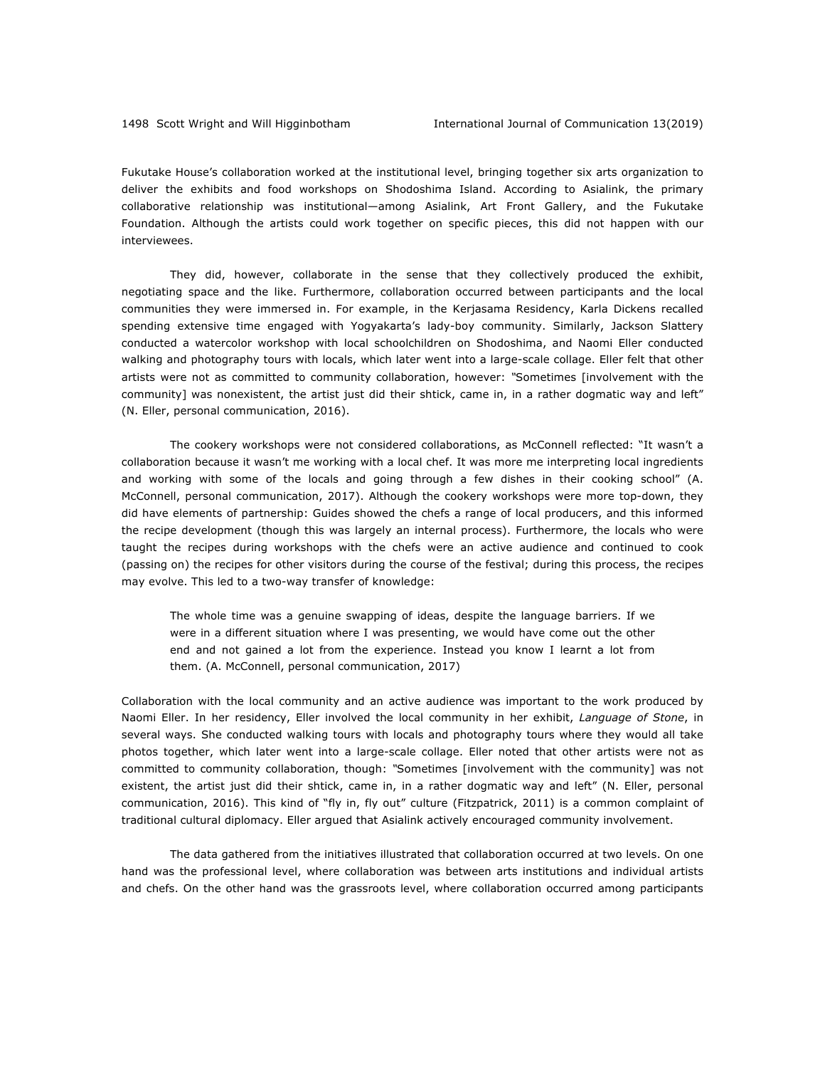Fukutake House's collaboration worked at the institutional level, bringing together six arts organization to deliver the exhibits and food workshops on Shodoshima Island. According to Asialink, the primary collaborative relationship was institutional—among Asialink, Art Front Gallery, and the Fukutake Foundation. Although the artists could work together on specific pieces, this did not happen with our interviewees.

They did, however, collaborate in the sense that they collectively produced the exhibit, negotiating space and the like. Furthermore, collaboration occurred between participants and the local communities they were immersed in. For example, in the Kerjasama Residency, Karla Dickens recalled spending extensive time engaged with Yogyakarta's lady-boy community. Similarly, Jackson Slattery conducted a watercolor workshop with local schoolchildren on Shodoshima, and Naomi Eller conducted walking and photography tours with locals, which later went into a large-scale collage. Eller felt that other artists were not as committed to community collaboration, however: "Sometimes [involvement with the community] was nonexistent, the artist just did their shtick, came in, in a rather dogmatic way and left" (N. Eller, personal communication, 2016).

The cookery workshops were not considered collaborations, as McConnell reflected: "It wasn't a collaboration because it wasn't me working with a local chef. It was more me interpreting local ingredients and working with some of the locals and going through a few dishes in their cooking school" (A. McConnell, personal communication, 2017). Although the cookery workshops were more top-down, they did have elements of partnership: Guides showed the chefs a range of local producers, and this informed the recipe development (though this was largely an internal process). Furthermore, the locals who were taught the recipes during workshops with the chefs were an active audience and continued to cook (passing on) the recipes for other visitors during the course of the festival; during this process, the recipes may evolve. This led to a two-way transfer of knowledge:

> The whole time was a genuine swapping of ideas, despite the language barriers. If we were in a different situation where I was presenting, we would have come out the other end and not gained a lot from the experience. Instead you know I learnt a lot from them. (A. McConnell, personal communication, 2017)

Collaboration with the local community and an active audience was important to the work produced by Naomi Eller. In her residency, Eller involved the local community in her exhibit, *Language of Stone*, in several ways. She conducted walking tours with locals and photography tours where they would all take photos together, which later went into a large-scale collage. Eller noted that other artists were not as committed to community collaboration, though: "Sometimes [involvement with the community] was not existent, the artist just did their shtick, came in, in a rather dogmatic way and left" (N. Eller, personal communication, 2016). This kind of "fly in, fly out" culture (Fitzpatrick, 2011) is a common complaint of traditional cultural diplomacy. Eller argued that Asialink actively encouraged community involvement.

The data gathered from the initiatives illustrated that collaboration occurred at two levels. On one hand was the professional level, where collaboration was between arts institutions and individual artists and chefs. On the other hand was the grassroots level, where collaboration occurred among participants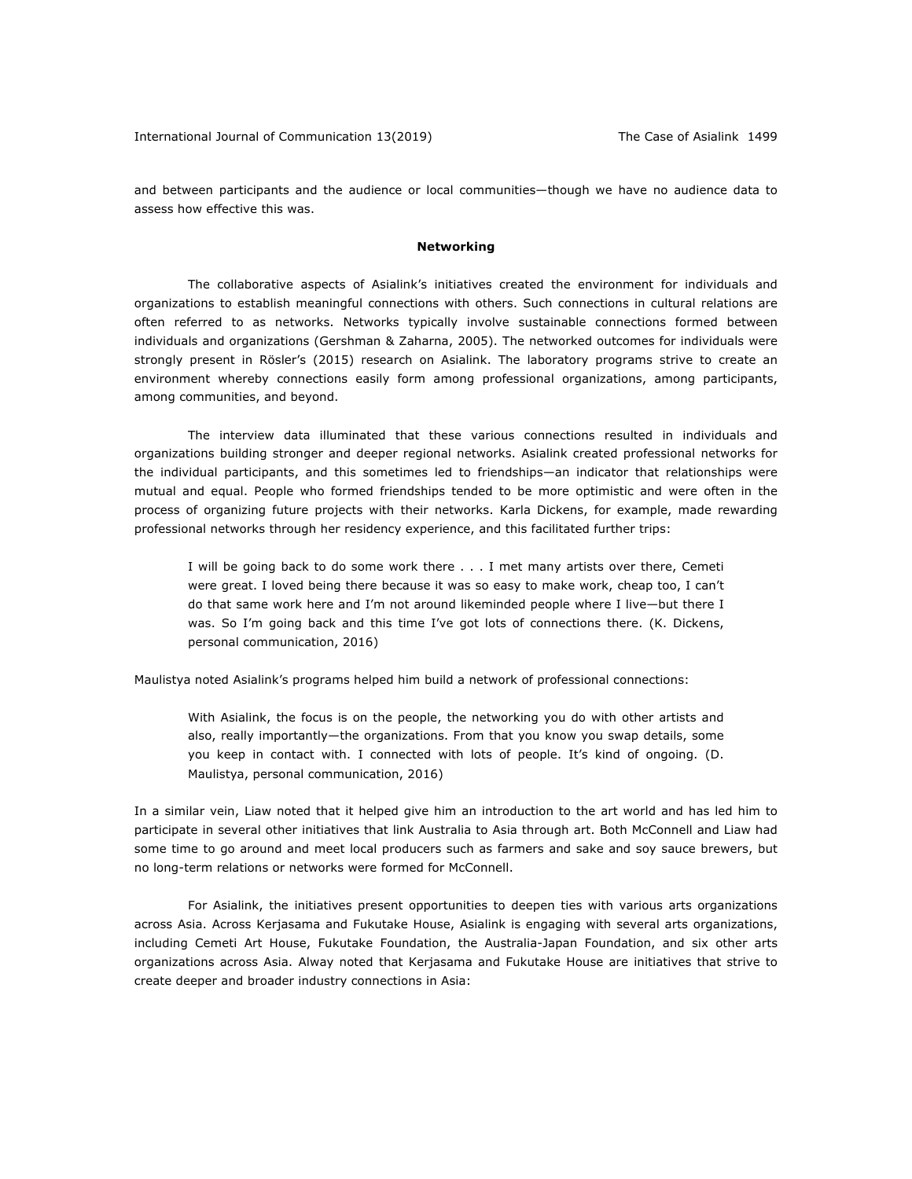and between participants and the audience or local communities—though we have no audience data to assess how effective this was.

## Networking

The collaborative aspects of Asialink's initiatives created the environment for individuals and organizations to establish meaningful connections with others. Such connections in cultural relations are often referred to as networks. Networks typically involve sustainable connections formed between individuals and organizations (Gershman & Zaharna, 2005). The networked outcomes for individuals were strongly present in Rösler's (2015) research on Asialink. The laboratory programs strive to create an environment whereby connections easily form among professional organizations, among participants, among communities, and beyond.

The interview data illuminated that these various connections resulted in individuals and organizations building stronger and deeper regional networks. Asialink created professional networks for the individual participants, and this sometimes led to friendships—an indicator that relationships were mutual and equal. People who formed friendships tended to be more optimistic and were often in the process of organizing future projects with their networks. Karla Dickens, for example, made rewarding professional networks through her residency experience, and this facilitated further trips:

> I will be going back to do some work there . . . I met many artists over there, Cemeti were great. I loved being there because it was so easy to make work, cheap too, I can't do that same work here and I'm not around likeminded people where I live—but there I was. So I'm going back and this time I've got lots of connections there. (K. Dickens, personal communication, 2016)

Maulistya noted Asialink's programs helped him build a network of professional connections:

> With Asialink, the focus is on the people, the networking you do with other artists and also, really importantly—the organizations. From that you know you swap details, some you keep in contact with. I connected with lots of people. It's kind of ongoing. (D. Maulistya, personal communication, 2016)

In a similar vein, Liaw noted that it helped give him an introduction to the art world and has led him to participate in several other initiatives that link Australia to Asia through art. Both McConnell and Liaw had some time to go around and meet local producers such as farmers and sake and soy sauce brewers, but no long-term relations or networks were formed for McConnell.

For Asialink, the initiatives present opportunities to deepen ties with various arts organizations across Asia. Across Kerjasama and Fukutake House, Asialink is engaging with several arts organizations, including Cemeti Art House, Fukutake Foundation, the Australia-Japan Foundation, and six other arts organizations across Asia. Alway noted that Kerjasama and Fukutake House are initiatives that strive to create deeper and broader industry connections in Asia: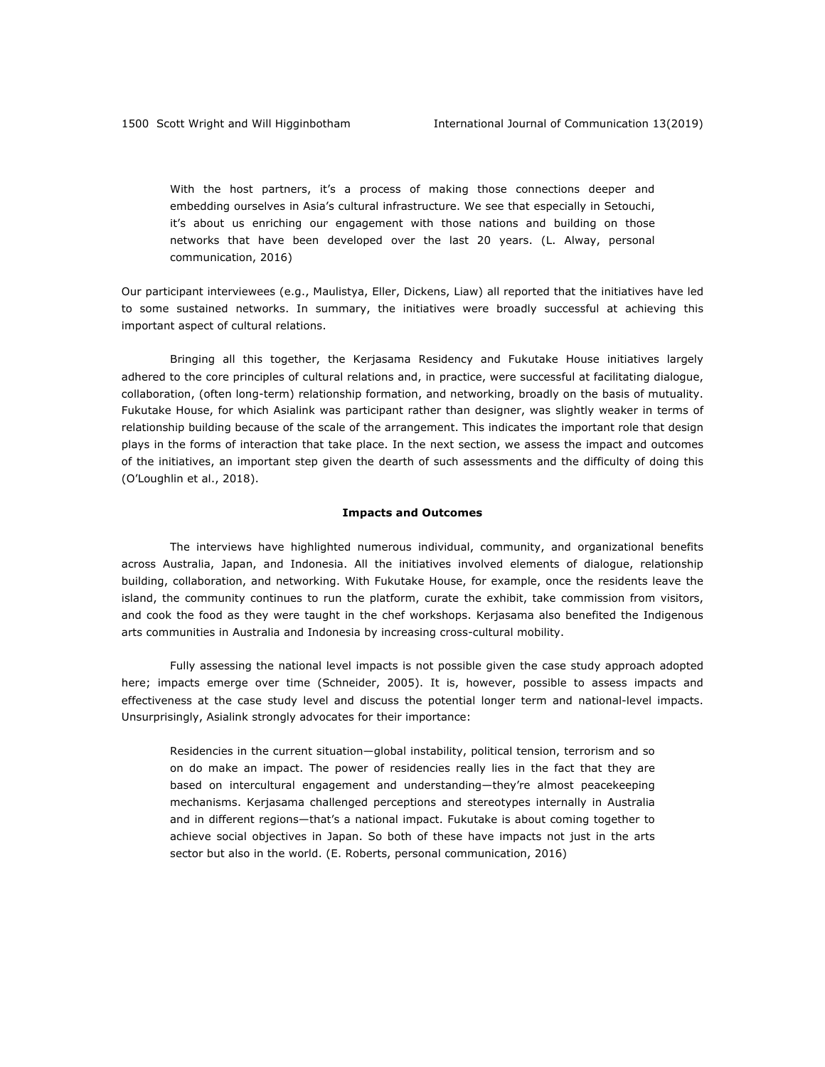> With the host partners, it's a process of making those connections deeper and embedding ourselves in Asia's cultural infrastructure. We see that especially in Setouchi, it's about us enriching our engagement with those nations and building on those networks that have been developed over the last 20 years. (L. Alway, personal communication, 2016)

Our participant interviewees (e.g., Maulistya, Eller, Dickens, Liaw) all reported that the initiatives have led to some sustained networks. In summary, the initiatives were broadly successful at achieving this important aspect of cultural relations.

Bringing all this together, the Kerjasama Residency and Fukutake House initiatives largely adhered to the core principles of cultural relations and, in practice, were successful at facilitating dialogue, collaboration, (often long-term) relationship formation, and networking, broadly on the basis of mutuality. Fukutake House, for which Asialink was participant rather than designer, was slightly weaker in terms of relationship building because of the scale of the arrangement. This indicates the important role that design plays in the forms of interaction that take place. In the next section, we assess the impact and outcomes of the initiatives, an important step given the dearth of such assessments and the difficulty of doing this (O'Loughlin et al., 2018).

## Impacts and Outcomes

The interviews have highlighted numerous individual, community, and organizational benefits across Australia, Japan, and Indonesia. All the initiatives involved elements of dialogue, relationship building, collaboration, and networking. With Fukutake House, for example, once the residents leave the island, the community continues to run the platform, curate the exhibit, take commission from visitors, and cook the food as they were taught in the chef workshops. Kerjasama also benefited the Indigenous arts communities in Australia and Indonesia by increasing cross-cultural mobility.

Fully assessing the national level impacts is not possible given the case study approach adopted here; impacts emerge over time (Schneider, 2005). It is, however, possible to assess impacts and effectiveness at the case study level and discuss the potential longer term and national-level impacts. Unsurprisingly, Asialink strongly advocates for their importance:

> Residencies in the current situation—global instability, political tension, terrorism and so on do make an impact. The power of residencies really lies in the fact that they are based on intercultural engagement and understanding—they're almost peacekeeping mechanisms. Kerjasama challenged perceptions and stereotypes internally in Australia and in different regions—that's a national impact. Fukutake is about coming together to achieve social objectives in Japan. So both of these have impacts not just in the arts sector but also in the world. (E. Roberts, personal communication, 2016)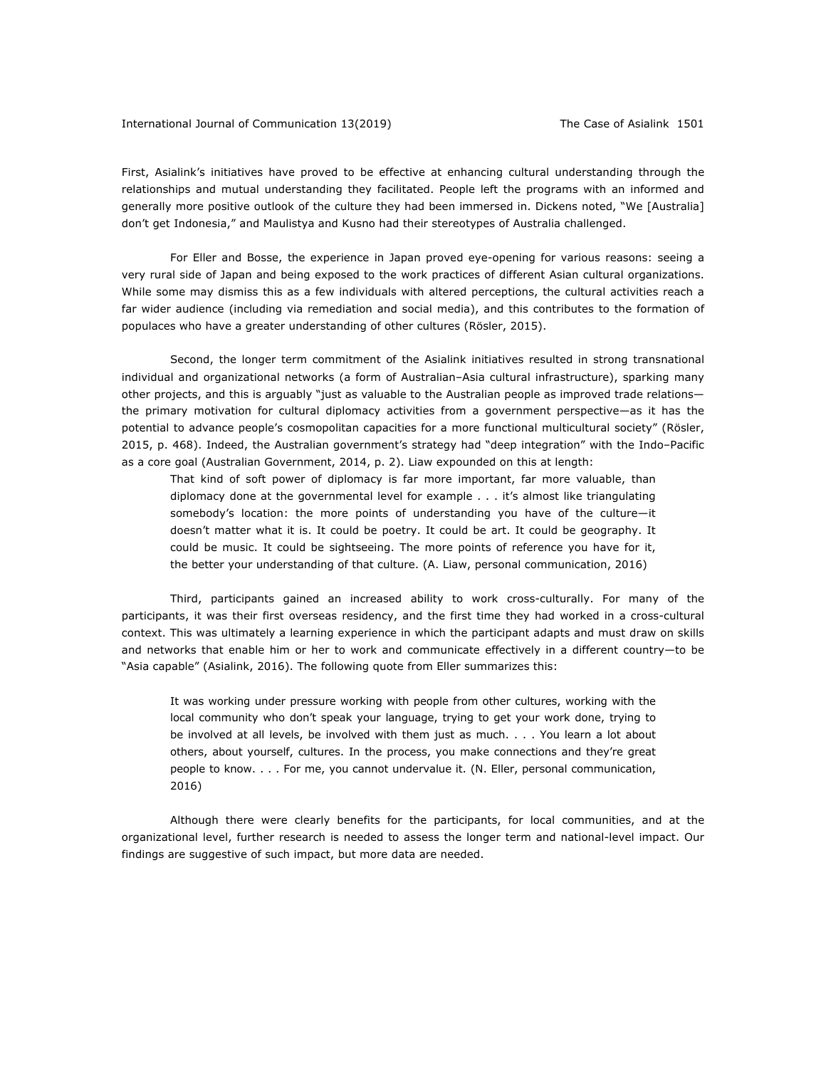First, Asialink's initiatives have proved to be effective at enhancing cultural understanding through the relationships and mutual understanding they facilitated. People left the programs with an informed and generally more positive outlook of the culture they had been immersed in. Dickens noted, "We [Australia] don't get Indonesia," and Maulistya and Kusno had their stereotypes of Australia challenged.

For Eller and Bosse, the experience in Japan proved eye-opening for various reasons: seeing a very rural side of Japan and being exposed to the work practices of different Asian cultural organizations. While some may dismiss this as a few individuals with altered perceptions, the cultural activities reach a far wider audience (including via remediation and social media), and this contributes to the formation of populaces who have a greater understanding of other cultures (Rösler, 2015).

Second, the longer term commitment of the Asialink initiatives resulted in strong transnational individual and organizational networks (a form of Australian–Asia cultural infrastructure), sparking many other projects, and this is arguably "just as valuable to the Australian people as improved trade relations—the primary motivation for cultural diplomacy activities from a government perspective—as it has the potential to advance people's cosmopolitan capacities for a more functional multicultural society" (Rösler, 2015, p. 468). Indeed, the Australian government's strategy had "deep integration" with the Indo–Pacific as a core goal (Australian Government, 2014, p. 2). Liaw expounded on this at length:

> That kind of soft power of diplomacy is far more important, far more valuable, than diplomacy done at the governmental level for example . . . it's almost like triangulating somebody's location: the more points of understanding you have of the culture—it doesn't matter what it is. It could be poetry. It could be art. It could be geography. It could be music. It could be sightseeing. The more points of reference you have for it, the better your understanding of that culture. (A. Liaw, personal communication, 2016)

Third, participants gained an increased ability to work cross-culturally. For many of the participants, it was their first overseas residency, and the first time they had worked in a cross-cultural context. This was ultimately a learning experience in which the participant adapts and must draw on skills and networks that enable him or her to work and communicate effectively in a different country—to be "Asia capable" (Asialink, 2016). The following quote from Eller summarizes this:

> It was working under pressure working with people from other cultures, working with the local community who don't speak your language, trying to get your work done, trying to be involved at all levels, be involved with them just as much. . . . You learn a lot about others, about yourself, cultures. In the process, you make connections and they're great people to know. . . . For me, you cannot undervalue it. (N. Eller, personal communication, 2016)

Although there were clearly benefits for the participants, for local communities, and at the organizational level, further research is needed to assess the longer term and national-level impact. Our findings are suggestive of such impact, but more data are needed.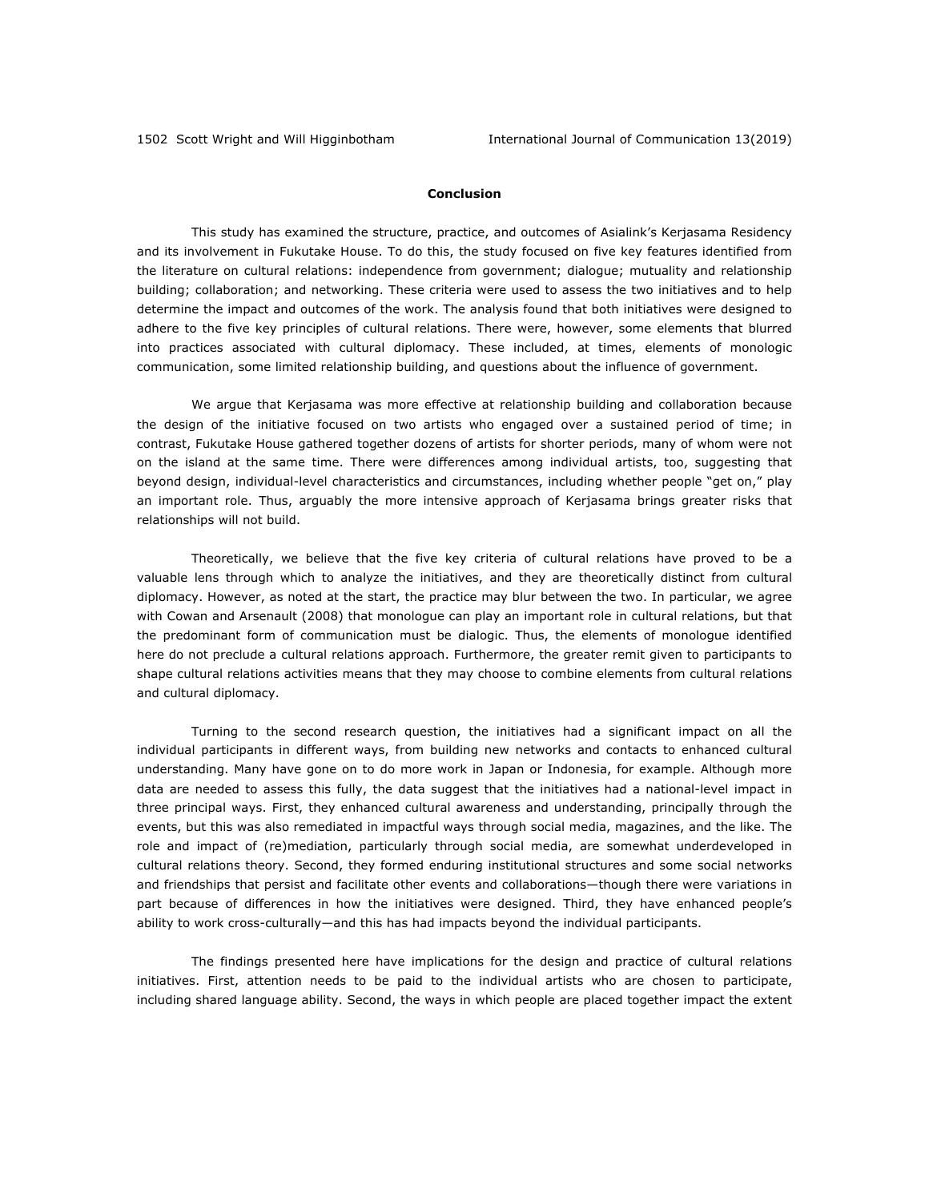## Conclusion

This study has examined the structure, practice, and outcomes of Asialink's Kerjasama Residency and its involvement in Fukutake House. To do this, the study focused on five key features identified from the literature on cultural relations: independence from government; dialogue; mutuality and relationship building; collaboration; and networking. These criteria were used to assess the two initiatives and to help determine the impact and outcomes of the work. The analysis found that both initiatives were designed to adhere to the five key principles of cultural relations. There were, however, some elements that blurred into practices associated with cultural diplomacy. These included, at times, elements of monologic communication, some limited relationship building, and questions about the influence of government.

We argue that Kerjasama was more effective at relationship building and collaboration because the design of the initiative focused on two artists who engaged over a sustained period of time; in contrast, Fukutake House gathered together dozens of artists for shorter periods, many of whom were not on the island at the same time. There were differences among individual artists, too, suggesting that beyond design, individual-level characteristics and circumstances, including whether people "get on," play an important role. Thus, arguably the more intensive approach of Kerjasama brings greater risks that relationships will not build.

Theoretically, we believe that the five key criteria of cultural relations have proved to be a valuable lens through which to analyze the initiatives, and they are theoretically distinct from cultural diplomacy. However, as noted at the start, the practice may blur between the two. In particular, we agree with Cowan and Arsenault (2008) that monologue can play an important role in cultural relations, but that the predominant form of communication must be dialogic. Thus, the elements of monologue identified here do not preclude a cultural relations approach. Furthermore, the greater remit given to participants to shape cultural relations activities means that they may choose to combine elements from cultural relations and cultural diplomacy.

Turning to the second research question, the initiatives had a significant impact on all the individual participants in different ways, from building new networks and contacts to enhanced cultural understanding. Many have gone on to do more work in Japan or Indonesia, for example. Although more data are needed to assess this fully, the data suggest that the initiatives had a national-level impact in three principal ways. First, they enhanced cultural awareness and understanding, principally through the events, but this was also remediated in impactful ways through social media, magazines, and the like. The role and impact of (re)mediation, particularly through social media, are somewhat underdeveloped in cultural relations theory. Second, they formed enduring institutional structures and some social networks and friendships that persist and facilitate other events and collaborations—though there were variations in part because of differences in how the initiatives were designed. Third, they have enhanced people's ability to work cross-culturally—and this has had impacts beyond the individual participants.

The findings presented here have implications for the design and practice of cultural relations initiatives. First, attention needs to be paid to the individual artists who are chosen to participate, including shared language ability. Second, the ways in which people are placed together impact the extent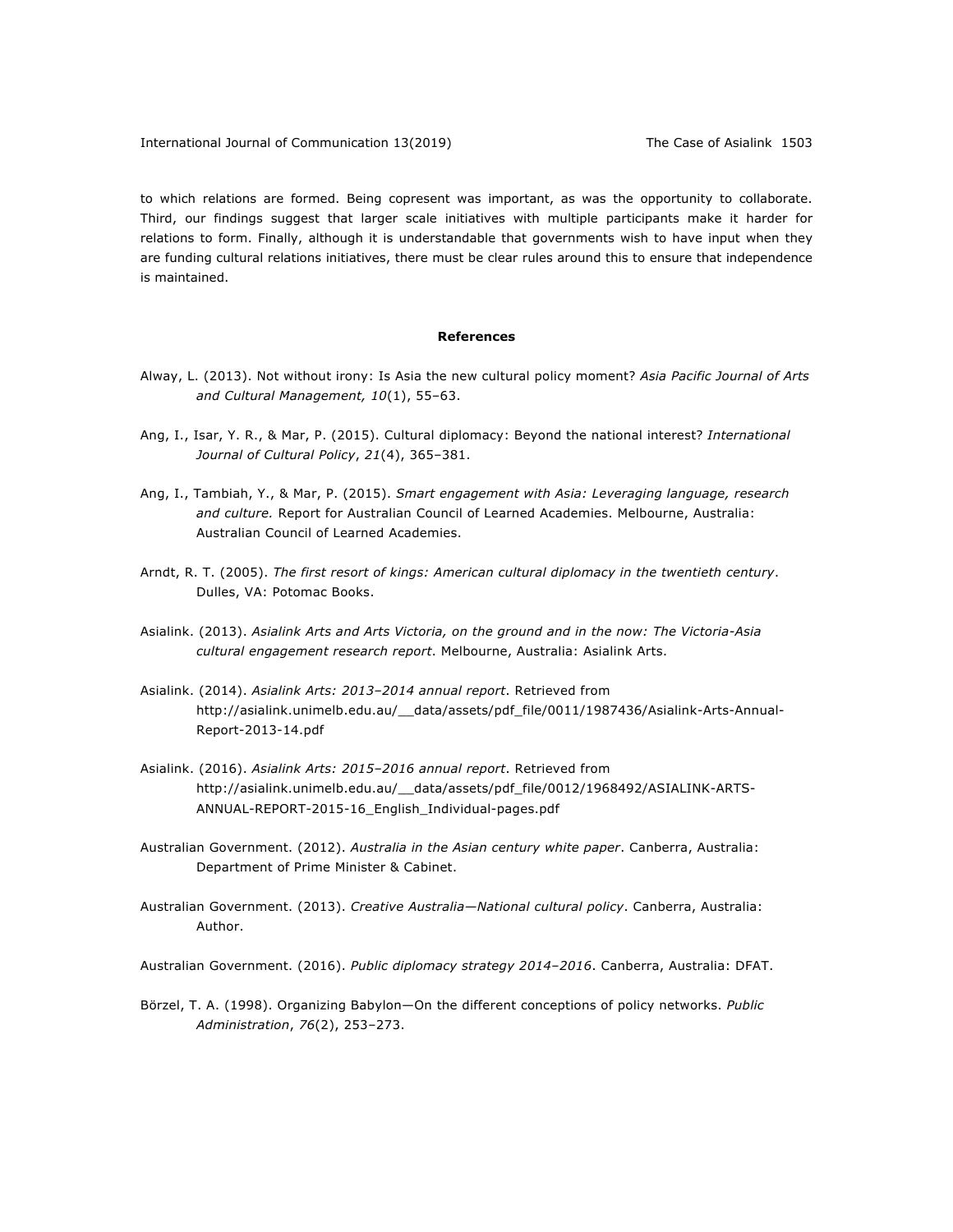to which relations are formed. Being copresent was important, as was the opportunity to collaborate. Third, our findings suggest that larger scale initiatives with multiple participants make it harder for relations to form. Finally, although it is understandable that governments wish to have input when they are funding cultural relations initiatives, there must be clear rules around this to ensure that independence is maintained.

## References

Alway, L. (2013). Not without irony: Is Asia the new cultural policy moment? *Asia Pacific Journal of Arts and Cultural Management, 10*(1), 55–63.

Ang, I., Isar, Y. R., & Mar, P. (2015). Cultural diplomacy: Beyond the national interest? *International Journal of Cultural Policy*, *21*(4), 365–381.

Ang, I., Tambiah, Y., & Mar, P. (2015). *Smart engagement with Asia: Leveraging language, research and culture.* Report for Australian Council of Learned Academies. Melbourne, Australia: Australian Council of Learned Academies.

Arndt, R. T. (2005). *The first resort of kings: American cultural diplomacy in the twentieth century*. Dulles, VA: Potomac Books.

Asialink. (2013). *Asialink Arts and Arts Victoria, on the ground and in the now: The Victoria-Asia cultural engagement research report*. Melbourne, Australia: Asialink Arts.

Asialink. (2014). *Asialink Arts: 2013–2014 annual report*. Retrieved from http://asialink.unimelb.edu.au/__data/assets/pdf_file/0011/1987436/Asialink-Arts-Annual-Report-2013-14.pdf

Asialink. (2016). *Asialink Arts: 2015–2016 annual report*. Retrieved from http://asialink.unimelb.edu.au/__data/assets/pdf_file/0012/1968492/ASIALINK-ARTS-ANNUAL-REPORT-2015-16_English_Individual-pages.pdf

Australian Government. (2012). *Australia in the Asian century white paper*. Canberra, Australia: Department of Prime Minister & Cabinet.

Australian Government. (2013). *Creative Australia—National cultural policy*. Canberra, Australia: Author.

Australian Government. (2016). *Public diplomacy strategy 2014–2016*. Canberra, Australia: DFAT.

Börzel, T. A. (1998). Organizing Babylon—On the different conceptions of policy networks. *Public Administration*, *76*(2), 253–273.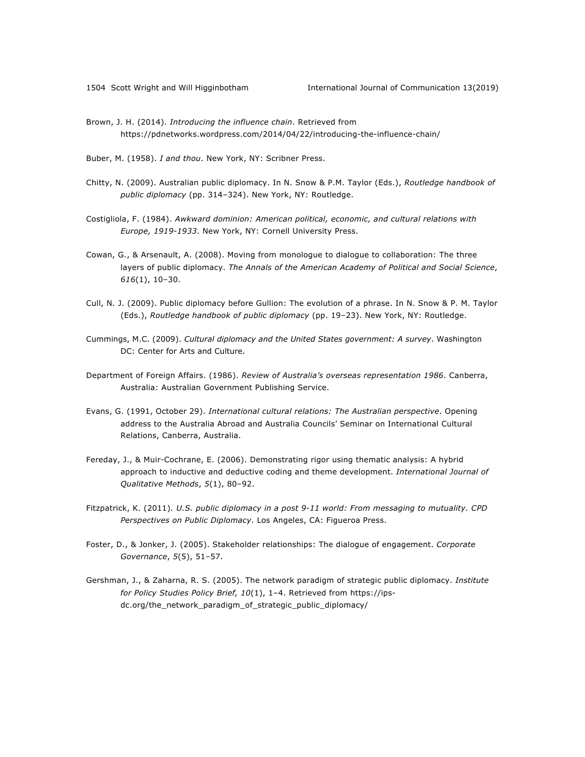Brown, J. H. (2014). *Introducing the influence chain*. Retrieved from https://pdnetworks.wordpress.com/2014/04/22/introducing-the-influence-chain/

Buber, M. (1958). *I and thou*. New York, NY: Scribner Press.

Chitty, N. (2009). Australian public diplomacy. In N. Snow & P.M. Taylor (Eds.), *Routledge handbook of public diplomacy* (pp. 314–324). New York, NY: Routledge.

Costigliola, F. (1984). *Awkward dominion: American political, economic, and cultural relations with Europe, 1919-1933*. New York, NY: Cornell University Press.

Cowan, G., & Arsenault, A. (2008). Moving from monologue to dialogue to collaboration: The three layers of public diplomacy. *The Annals of the American Academy of Political and Social Science*, *616*(1), 10–30.

Cull, N. J. (2009). Public diplomacy before Gullion: The evolution of a phrase. In N. Snow & P. M. Taylor (Eds.), *Routledge handbook of public diplomacy* (pp. 19–23). New York, NY: Routledge.

Cummings, M.C. (2009). *Cultural diplomacy and the United States government: A survey*. Washington DC: Center for Arts and Culture.

Department of Foreign Affairs. (1986). *Review of Australia's overseas representation 1986*. Canberra, Australia: Australian Government Publishing Service.

Evans, G. (1991, October 29). *International cultural relations: The Australian perspective*. Opening address to the Australia Abroad and Australia Councils' Seminar on International Cultural Relations, Canberra, Australia.

Fereday, J., & Muir-Cochrane, E. (2006). Demonstrating rigor using thematic analysis: A hybrid approach to inductive and deductive coding and theme development. *International Journal of Qualitative Methods*, *5*(1), 80–92.

Fitzpatrick, K. (2011). *U.S. public diplomacy in a post 9-11 world: From messaging to mutuality. CPD Perspectives on Public Diplomacy*. Los Angeles, CA: Figueroa Press.

Foster, D., & Jonker, J. (2005). Stakeholder relationships: The dialogue of engagement. *Corporate Governance*, *5*(5), 51–57.

Gershman, J., & Zaharna, R. S. (2005). The network paradigm of strategic public diplomacy. *Institute for Policy Studies Policy Brief, 10*(1), 1–4. Retrieved from https://ips-dc.org/the_network_paradigm_of_strategic_public_diplomacy/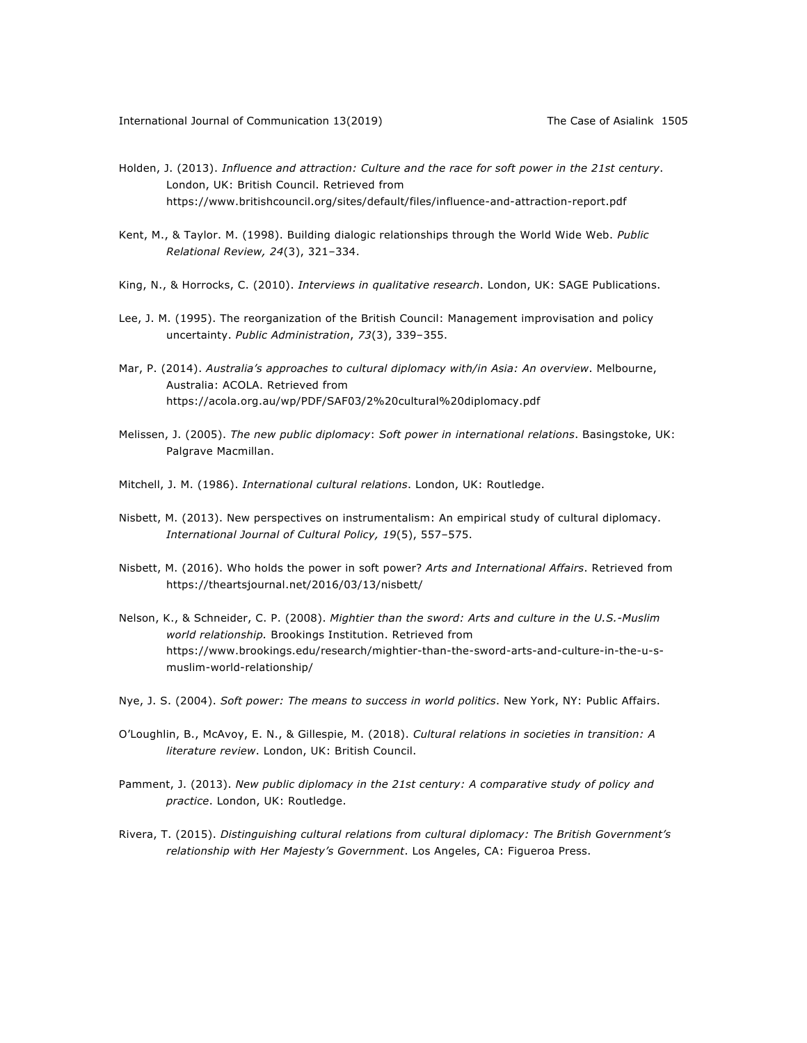Holden, J. (2013). *Influence and attraction: Culture and the race for soft power in the 21st century*. London, UK: British Council. Retrieved from https://www.britishcouncil.org/sites/default/files/influence-and-attraction-report.pdf

Kent, M., & Taylor. M. (1998). Building dialogic relationships through the World Wide Web. *Public Relational Review, 24*(3), 321–334.

King, N., & Horrocks, C. (2010). *Interviews in qualitative research*. London, UK: SAGE Publications.

Lee, J. M. (1995). The reorganization of the British Council: Management improvisation and policy uncertainty. *Public Administration*, *73*(3), 339–355.

Mar, P. (2014). *Australia's approaches to cultural diplomacy with/in Asia: An overview*. Melbourne, Australia: ACOLA. Retrieved from https://acola.org.au/wp/PDF/SAF03/2%20cultural%20diplomacy.pdf

Melissen, J. (2005). *The new public diplomacy*: *Soft power in international relations*. Basingstoke, UK: Palgrave Macmillan.

Mitchell, J. M. (1986). *International cultural relations*. London, UK: Routledge.

Nisbett, M. (2013). New perspectives on instrumentalism: An empirical study of cultural diplomacy. *International Journal of Cultural Policy, 19*(5), 557–575.

Nisbett, M. (2016). Who holds the power in soft power? *Arts and International Affairs*. Retrieved from https://theartsjournal.net/2016/03/13/nisbett/

Nelson, K., & Schneider, C. P. (2008). *Mightier than the sword: Arts and culture in the U.S.-Muslim world relationship.* Brookings Institution. Retrieved from https://www.brookings.edu/research/mightier-than-the-sword-arts-and-culture-in-the-u-s-muslim-world-relationship/

Nye, J. S. (2004). *Soft power: The means to success in world politics*. New York, NY: Public Affairs.

O'Loughlin, B., McAvoy, E. N., & Gillespie, M. (2018). *Cultural relations in societies in transition: A literature review*. London, UK: British Council.

Pamment, J. (2013). *New public diplomacy in the 21st century: A comparative study of policy and practice*. London, UK: Routledge.

Rivera, T. (2015). *Distinguishing cultural relations from cultural diplomacy: The British Government's relationship with Her Majesty's Government*. Los Angeles, CA: Figueroa Press.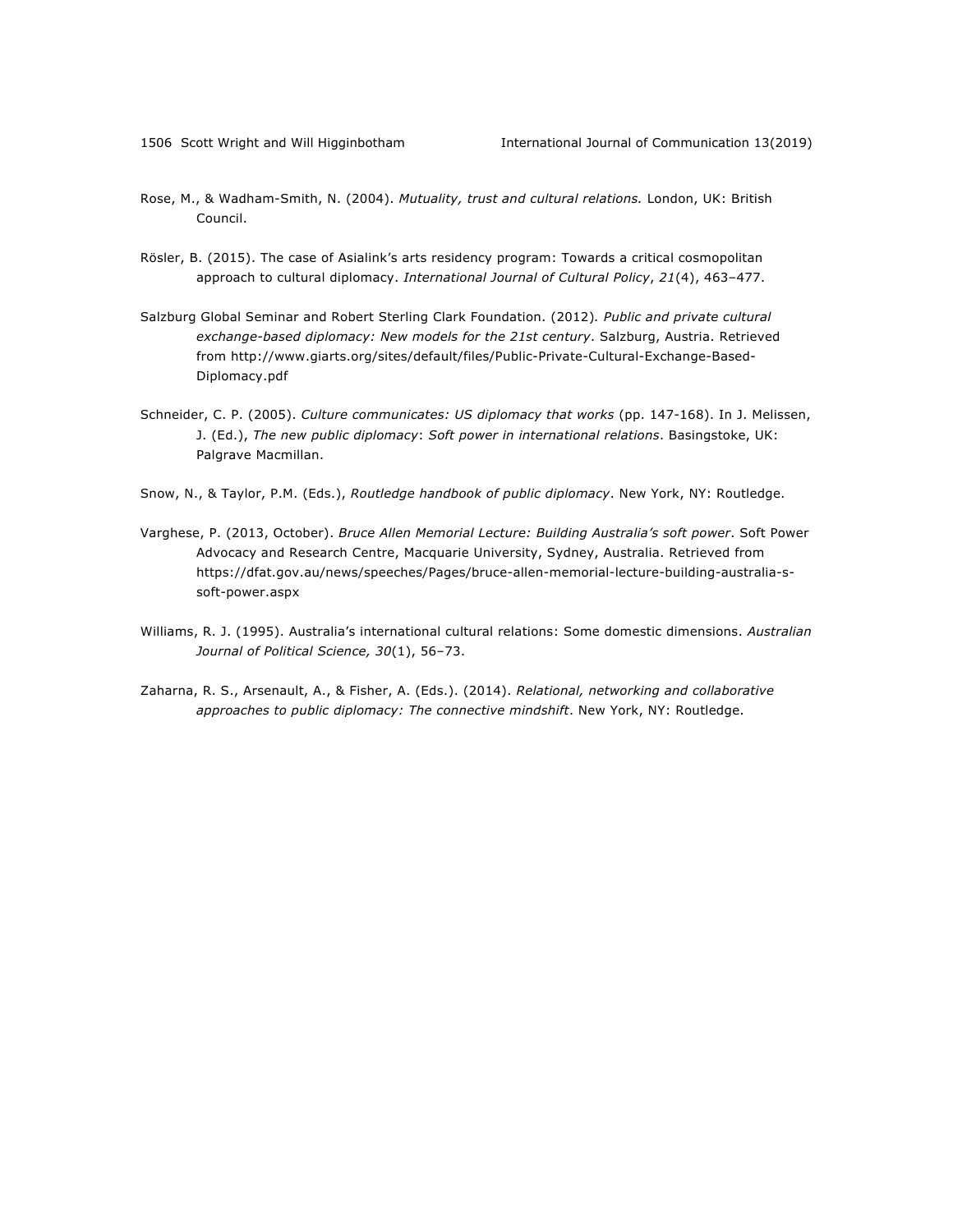Rose, M., & Wadham-Smith, N. (2004). *Mutuality, trust and cultural relations.* London, UK: British Council.

Rösler, B. (2015). The case of Asialink's arts residency program: Towards a critical cosmopolitan approach to cultural diplomacy. *International Journal of Cultural Policy*, *21*(4), 463–477.

Salzburg Global Seminar and Robert Sterling Clark Foundation. (2012). *Public and private cultural exchange-based diplomacy: New models for the 21st century*. Salzburg, Austria. Retrieved from http://www.giarts.org/sites/default/files/Public-Private-Cultural-Exchange-Based-Diplomacy.pdf

Schneider, C. P. (2005). *Culture communicates: US diplomacy that works* (pp. 147-168). In J. Melissen, J. (Ed.), *The new public diplomacy*: *Soft power in international relations*. Basingstoke, UK: Palgrave Macmillan.

Snow, N., & Taylor, P.M. (Eds.), *Routledge handbook of public diplomacy*. New York, NY: Routledge.

Varghese, P. (2013, October). *Bruce Allen Memorial Lecture: Building Australia's soft power*. Soft Power Advocacy and Research Centre, Macquarie University, Sydney, Australia. Retrieved from https://dfat.gov.au/news/speeches/Pages/bruce-allen-memorial-lecture-building-australia-s-soft-power.aspx

Williams, R. J. (1995). Australia's international cultural relations: Some domestic dimensions. *Australian Journal of Political Science, 30*(1), 56–73.

Zaharna, R. S., Arsenault, A., & Fisher, A. (Eds.). (2014). *Relational, networking and collaborative approaches to public diplomacy: The connective mindshift*. New York, NY: Routledge.